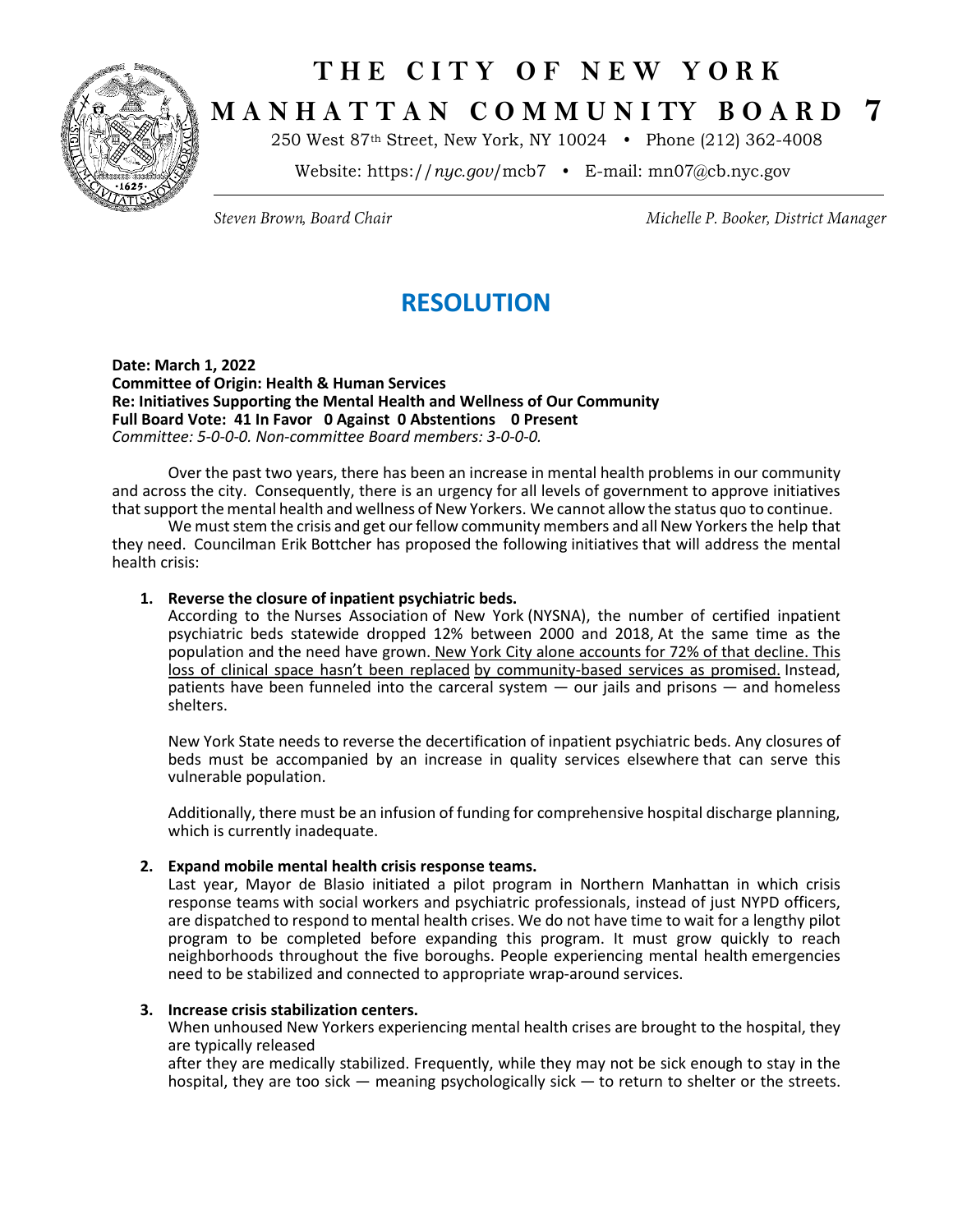# THE CITY OF NEW YORK
## MANHATTAN COMMUNITY BOARD 7

250 West 87th Street, New York, NY 10024 • Phone (212) 362-4008

Website: https://*nyc.gov*/mcb7 • E-mail: mn07@cb.nyc.gov

*Steven Brown, Board Chair* *Michelle P. Booker, District Manager*

## RESOLUTION

**Date: March 1, 2022**
**Committee of Origin: Health & Human Services**
**Re: Initiatives Supporting the Mental Health and Wellness of Our Community**
**Full Board Vote: 41 In Favor 0 Against 0 Abstentions 0 Present**
*Committee: 5-0-0-0. Non-committee Board members: 3-0-0-0.*

Over the past two years, there has been an increase in mental health problems in our community and across the city. Consequently, there is an urgency for all levels of government to approve initiatives that support the mental health and wellness of New Yorkers. We cannot allow the status quo to continue.

We must stem the crisis and get our fellow community members and all New Yorkers the help that they need. Councilman Erik Bottcher has proposed the following initiatives that will address the mental health crisis:

1. **Reverse the closure of inpatient psychiatric beds.**
   According to the Nurses Association of New York (NYSNA), the number of certified inpatient psychiatric beds statewide dropped 12% between 2000 and 2018, At the same time as the population and the need have grown. New York City alone accounts for 72% of that decline. This loss of clinical space hasn't been replaced by community-based services as promised. Instead, patients have been funneled into the carceral system — our jails and prisons — and homeless shelters.

   New York State needs to reverse the decertification of inpatient psychiatric beds. Any closures of beds must be accompanied by an increase in quality services elsewhere that can serve this vulnerable population.

   Additionally, there must be an infusion of funding for comprehensive hospital discharge planning, which is currently inadequate.

2. **Expand mobile mental health crisis response teams.**
   Last year, Mayor de Blasio initiated a pilot program in Northern Manhattan in which crisis response teams with social workers and psychiatric professionals, instead of just NYPD officers, are dispatched to respond to mental health crises. We do not have time to wait for a lengthy pilot program to be completed before expanding this program. It must grow quickly to reach neighborhoods throughout the five boroughs. People experiencing mental health emergencies need to be stabilized and connected to appropriate wrap-around services.

3. **Increase crisis stabilization centers.**
   When unhoused New Yorkers experiencing mental health crises are brought to the hospital, they are typically released
   after they are medically stabilized. Frequently, while they may not be sick enough to stay in the hospital, they are too sick — meaning psychologically sick — to return to shelter or the streets.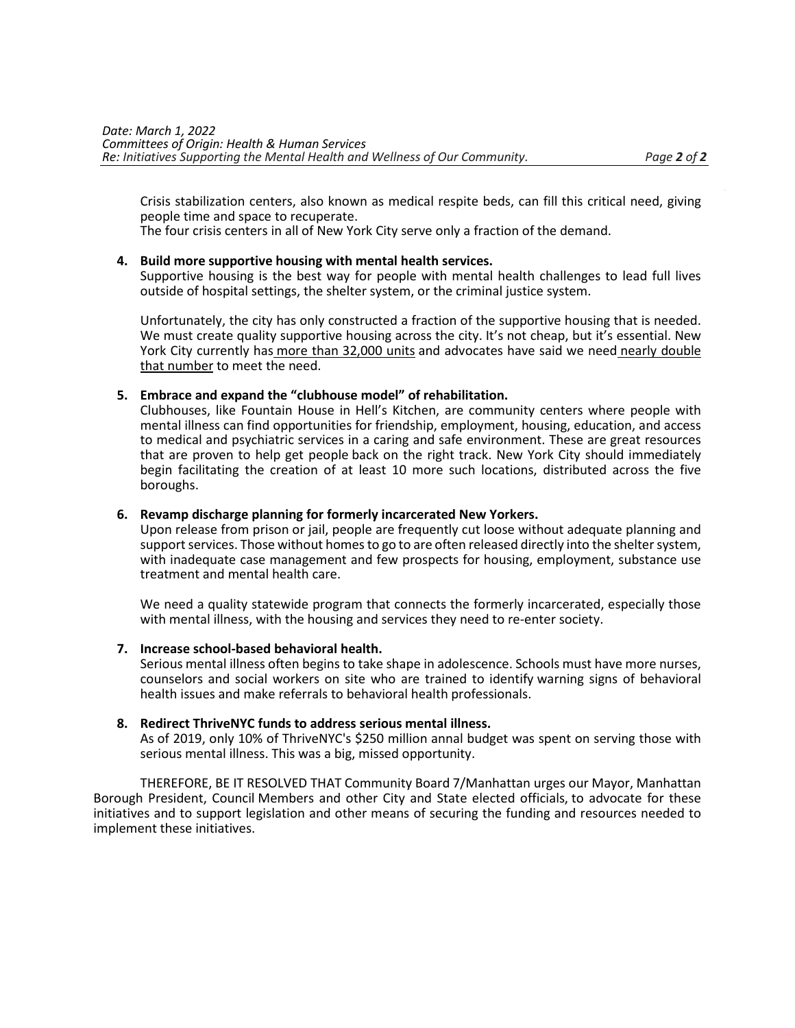Crisis stabilization centers, also known as medical respite beds, can fill this critical need, giving people time and space to recuperate.
The four crisis centers in all of New York City serve only a fraction of the demand.

4. **Build more supportive housing with mental health services.**
   Supportive housing is the best way for people with mental health challenges to lead full lives outside of hospital settings, the shelter system, or the criminal justice system.

   Unfortunately, the city has only constructed a fraction of the supportive housing that is needed. We must create quality supportive housing across the city. It's not cheap, but it's essential. New York City currently has more than 32,000 units and advocates have said we need nearly double that number to meet the need.

5. **Embrace and expand the "clubhouse model" of rehabilitation.**
   Clubhouses, like Fountain House in Hell's Kitchen, are community centers where people with mental illness can find opportunities for friendship, employment, housing, education, and access to medical and psychiatric services in a caring and safe environment. These are great resources that are proven to help get people back on the right track. New York City should immediately begin facilitating the creation of at least 10 more such locations, distributed across the five boroughs.

6. **Revamp discharge planning for formerly incarcerated New Yorkers.**
   Upon release from prison or jail, people are frequently cut loose without adequate planning and support services. Those without homes to go to are often released directly into the shelter system, with inadequate case management and few prospects for housing, employment, substance use treatment and mental health care.

   We need a quality statewide program that connects the formerly incarcerated, especially those with mental illness, with the housing and services they need to re-enter society.

7. **Increase school-based behavioral health.**
   Serious mental illness often begins to take shape in adolescence. Schools must have more nurses, counselors and social workers on site who are trained to identify warning signs of behavioral health issues and make referrals to behavioral health professionals.

8. **Redirect ThriveNYC funds to address serious mental illness.**
   As of 2019, only 10% of ThriveNYC's $250 million annal budget was spent on serving those with serious mental illness. This was a big, missed opportunity.

THEREFORE, BE IT RESOLVED THAT Community Board 7/Manhattan urges our Mayor, Manhattan Borough President, Council Members and other City and State elected officials, to advocate for these initiatives and to support legislation and other means of securing the funding and resources needed to implement these initiatives.